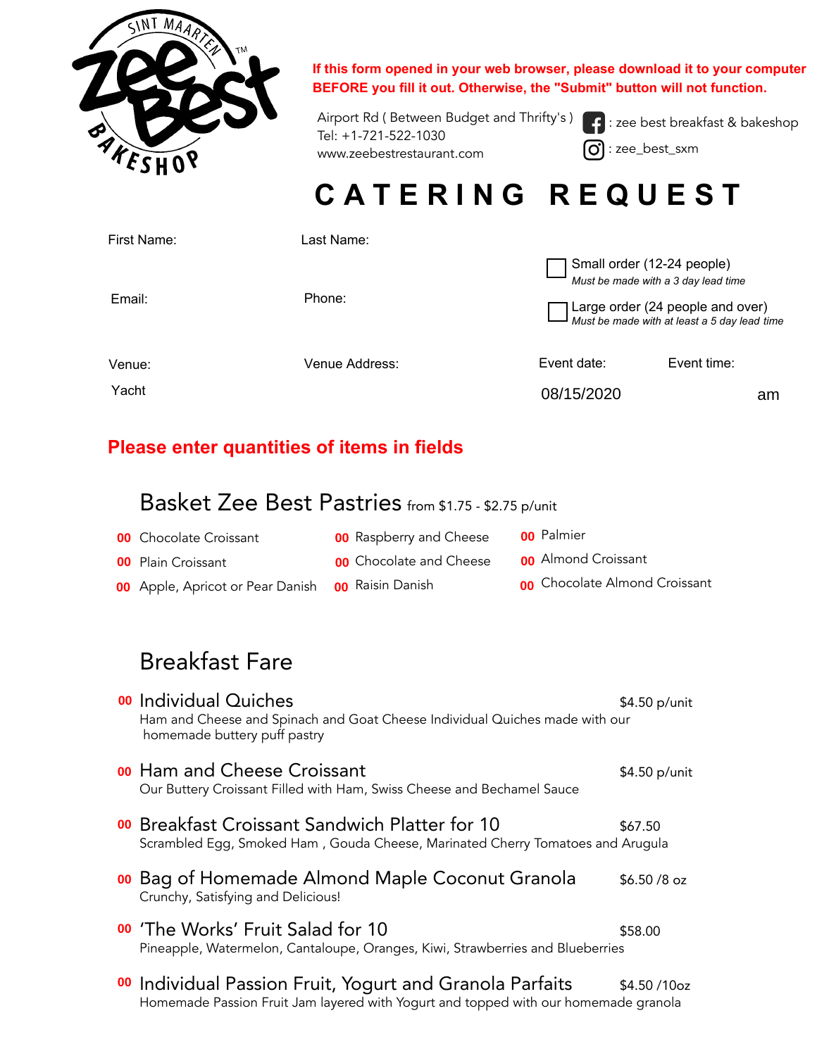SINT MAARTEN Zee Best BAKESHOP

**If this form opened in your web browser, please download it to your computer BEFORE you fill it out. Otherwise, the "Submit" button will not function.**

Airport Rd ( Between Budget and Thrifty's )
Tel: +1-721-522-1030
www.zeebestrestaurant.com

: zee best breakfast & bakeshop
: zee_best_sxm

# CATERING REQUEST

First Name:

Last Name:

Email:

Phone:

☐ Small order (12-24 people)
*Must be made with a 3 day lead time*

☐ Large order (24 people and over)
*Must be made with at least a 5 day lead time*

Venue: Yacht

Venue Address:

Event date: 08/15/2020

Event time: am

**Please enter quantities of items in fields**

## Basket Zee Best Pastries from $1.75 - $2.75 p/unit

**00** Chocolate Croissant
**00** Plain Croissant
**00** Apple, Apricot or Pear Danish
**00** Raspberry and Cheese
**00** Chocolate and Cheese
**00** Raisin Danish
**00** Palmier
**00** Almond Croissant
**00** Chocolate Almond Croissant

## Breakfast Fare

**00** Individual Quiches — $4.50 p/unit
Ham and Cheese and Spinach and Goat Cheese Individual Quiches made with our homemade buttery puff pastry

**00** Ham and Cheese Croissant — $4.50 p/unit
Our Buttery Croissant Filled with Ham, Swiss Cheese and Bechamel Sauce

**00** Breakfast Croissant Sandwich Platter for 10 — $67.50
Scrambled Egg, Smoked Ham , Gouda Cheese, Marinated Cherry Tomatoes and Arugula

**00** Bag of Homemade Almond Maple Coconut Granola — $6.50 /8 oz
Crunchy, Satisfying and Delicious!

**00** 'The Works' Fruit Salad for 10 — $58.00
Pineapple, Watermelon, Cantaloupe, Oranges, Kiwi, Strawberries and Blueberries

**00** Individual Passion Fruit, Yogurt and Granola Parfaits — $4.50 /10oz
Homemade Passion Fruit Jam layered with Yogurt and topped with our homemade granola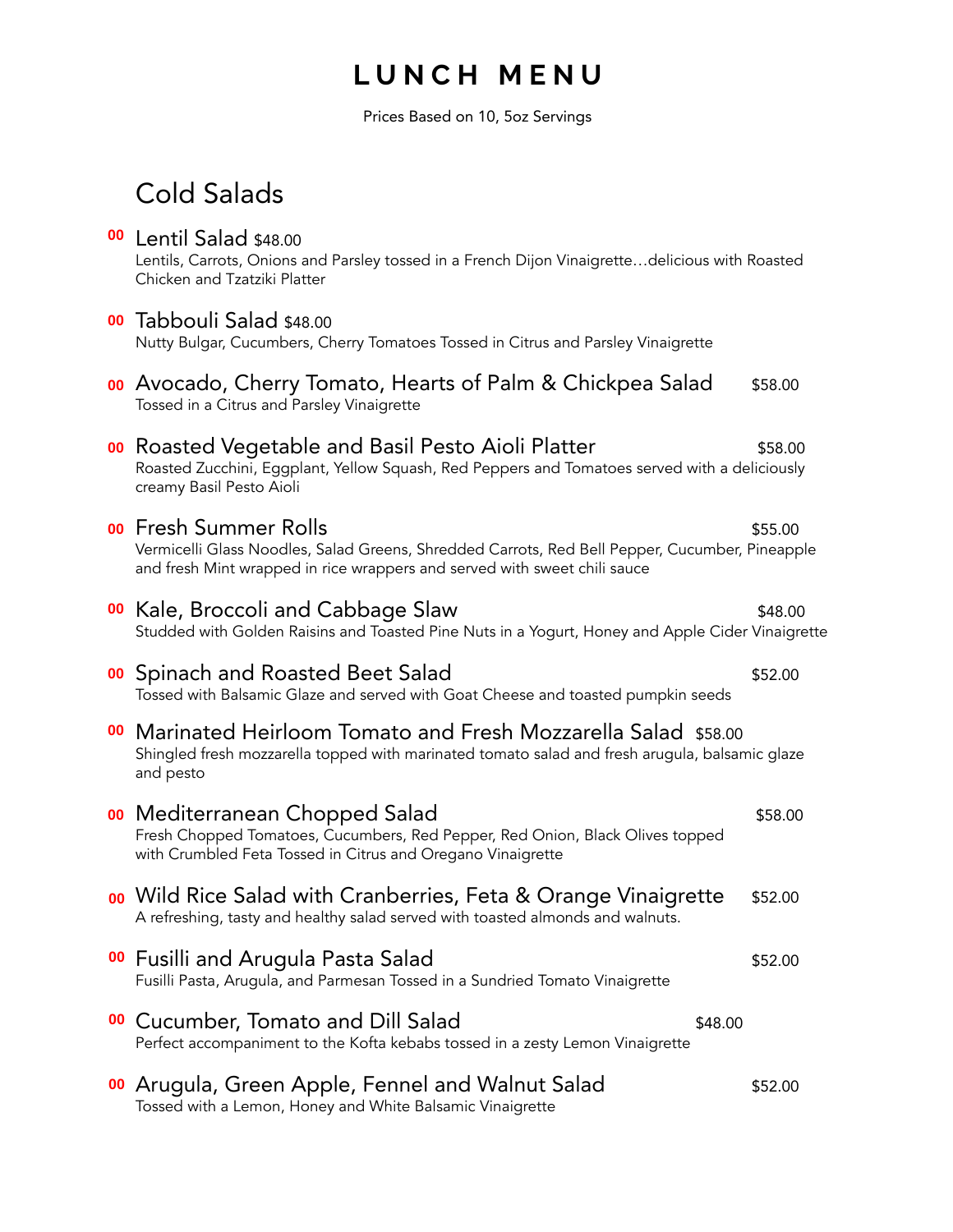# LUNCH MENU

Prices Based on 10, 5oz Servings

## Cold Salads

**00** Lentil Salad $48.00
Lentils, Carrots, Onions and Parsley tossed in a French Dijon Vinaigrette…delicious with Roasted Chicken and Tzatziki Platter

**00** Tabbouli Salad $48.00
Nutty Bulgar, Cucumbers, Cherry Tomatoes Tossed in Citrus and Parsley Vinaigrette

**00** Avocado, Cherry Tomato, Hearts of Palm & Chickpea Salad $58.00
Tossed in a Citrus and Parsley Vinaigrette

**00** Roasted Vegetable and Basil Pesto Aioli Platter $58.00
Roasted Zucchini, Eggplant, Yellow Squash, Red Peppers and Tomatoes served with a deliciously creamy Basil Pesto Aioli

**00** Fresh Summer Rolls $55.00
Vermicelli Glass Noodles, Salad Greens, Shredded Carrots, Red Bell Pepper, Cucumber, Pineapple and fresh Mint wrapped in rice wrappers and served with sweet chili sauce

**00** Kale, Broccoli and Cabbage Slaw $48.00
Studded with Golden Raisins and Toasted Pine Nuts in a Yogurt, Honey and Apple Cider Vinaigrette

**00** Spinach and Roasted Beet Salad $52.00
Tossed with Balsamic Glaze and served with Goat Cheese and toasted pumpkin seeds

**00** Marinated Heirloom Tomato and Fresh Mozzarella Salad $58.00
Shingled fresh mozzarella topped with marinated tomato salad and fresh arugula, balsamic glaze and pesto

**00** Mediterranean Chopped Salad $58.00
Fresh Chopped Tomatoes, Cucumbers, Red Pepper, Red Onion, Black Olives topped with Crumbled Feta Tossed in Citrus and Oregano Vinaigrette

**00** Wild Rice Salad with Cranberries, Feta & Orange Vinaigrette $52.00
A refreshing, tasty and healthy salad served with toasted almonds and walnuts.

**00** Fusilli and Arugula Pasta Salad $52.00
Fusilli Pasta, Arugula, and Parmesan Tossed in a Sundried Tomato Vinaigrette

**00** Cucumber, Tomato and Dill Salad $48.00
Perfect accompaniment to the Kofta kebabs tossed in a zesty Lemon Vinaigrette

**00** Arugula, Green Apple, Fennel and Walnut Salad $52.00
Tossed with a Lemon, Honey and White Balsamic Vinaigrette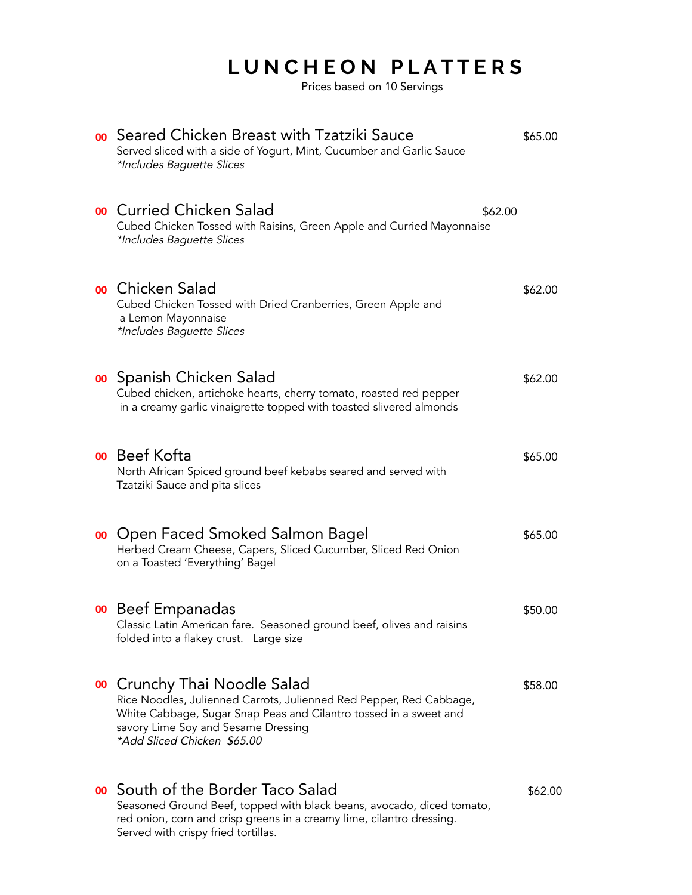# LUNCHEON PLATTERS

Prices based on 10 Servings

**00** Seared Chicken Breast with Tzatziki Sauce — $65.00
Served sliced with a side of Yogurt, Mint, Cucumber and Garlic Sauce
*\*Includes Baguette Slices*

**00** Curried Chicken Salad — $62.00
Cubed Chicken Tossed with Raisins, Green Apple and Curried Mayonnaise
*\*Includes Baguette Slices*

**00** Chicken Salad — $62.00
Cubed Chicken Tossed with Dried Cranberries, Green Apple and a Lemon Mayonnaise
*\*Includes Baguette Slices*

**00** Spanish Chicken Salad — $62.00
Cubed chicken, artichoke hearts, cherry tomato, roasted red pepper in a creamy garlic vinaigrette topped with toasted slivered almonds

**00** Beef Kofta — $65.00
North African Spiced ground beef kebabs seared and served with Tzatziki Sauce and pita slices

**00** Open Faced Smoked Salmon Bagel — $65.00
Herbed Cream Cheese, Capers, Sliced Cucumber, Sliced Red Onion on a Toasted 'Everything' Bagel

**00** Beef Empanadas — $50.00
Classic Latin American fare. Seasoned ground beef, olives and raisins folded into a flakey crust. Large size

**00** Crunchy Thai Noodle Salad — $58.00
Rice Noodles, Julienned Carrots, Julienned Red Pepper, Red Cabbage, White Cabbage, Sugar Snap Peas and Cilantro tossed in a sweet and savory Lime Soy and Sesame Dressing
*\*Add Sliced Chicken $65.00*

**00** South of the Border Taco Salad — $62.00
Seasoned Ground Beef, topped with black beans, avocado, diced tomato, red onion, corn and crisp greens in a creamy lime, cilantro dressing. Served with crispy fried tortillas.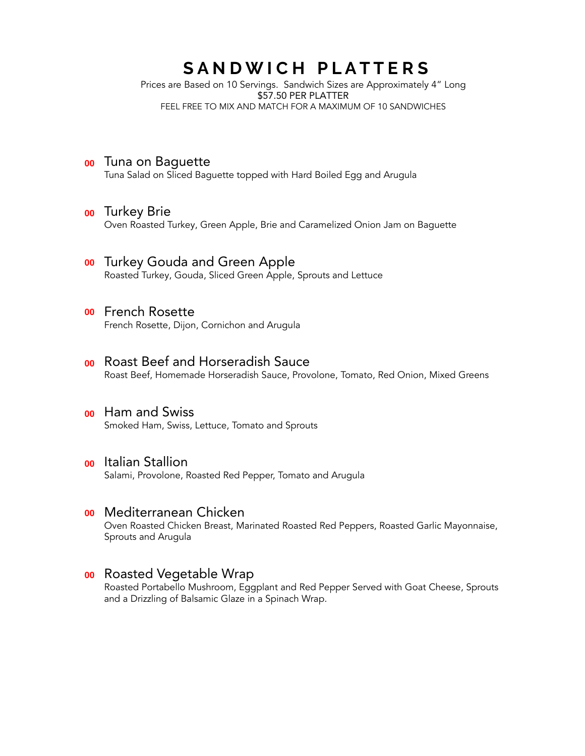# SANDWICH PLATTERS

Prices are Based on 10 Servings. Sandwich Sizes are Approximately 4" Long
$57.50 PER PLATTER
FEEL FREE TO MIX AND MATCH FOR A MAXIMUM OF 10 SANDWICHES

**00** Tuna on Baguette
Tuna Salad on Sliced Baguette topped with Hard Boiled Egg and Arugula

**00** Turkey Brie
Oven Roasted Turkey, Green Apple, Brie and Caramelized Onion Jam on Baguette

**00** Turkey Gouda and Green Apple
Roasted Turkey, Gouda, Sliced Green Apple, Sprouts and Lettuce

**00** French Rosette
French Rosette, Dijon, Cornichon and Arugula

**00** Roast Beef and Horseradish Sauce
Roast Beef, Homemade Horseradish Sauce, Provolone, Tomato, Red Onion, Mixed Greens

**00** Ham and Swiss
Smoked Ham, Swiss, Lettuce, Tomato and Sprouts

**00** Italian Stallion
Salami, Provolone, Roasted Red Pepper, Tomato and Arugula

**00** Mediterranean Chicken
Oven Roasted Chicken Breast, Marinated Roasted Red Peppers, Roasted Garlic Mayonnaise, Sprouts and Arugula

**00** Roasted Vegetable Wrap
Roasted Portabello Mushroom, Eggplant and Red Pepper Served with Goat Cheese, Sprouts and a Drizzling of Balsamic Glaze in a Spinach Wrap.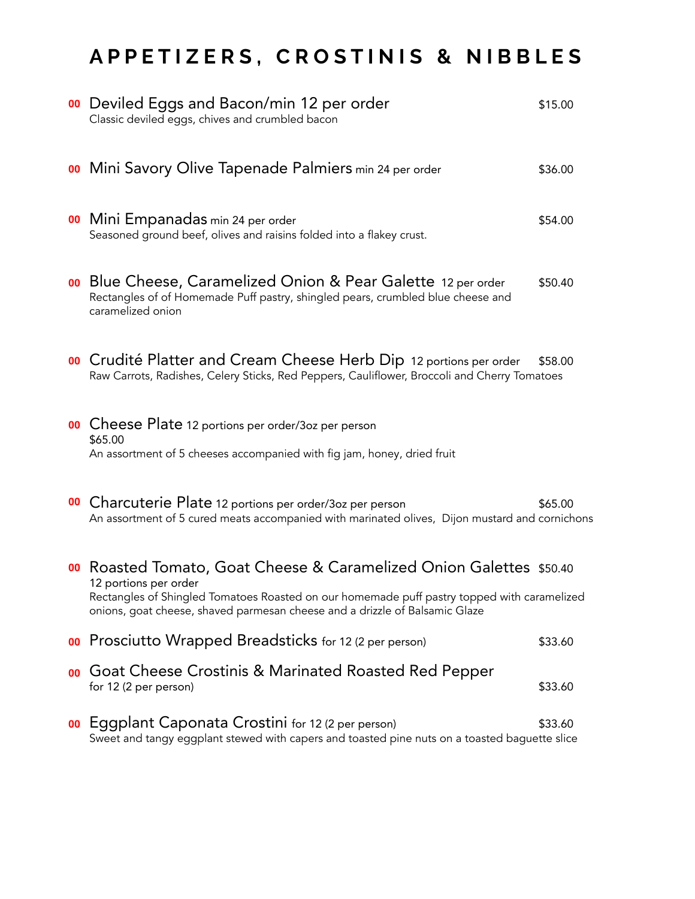# APPETIZERS, CROSTINIS & NIBBLES

**00** Deviled Eggs and Bacon/min 12 per order — $15.00
Classic deviled eggs, chives and crumbled bacon

**00** Mini Savory Olive Tapenade Palmiers min 24 per order — $36.00

**00** Mini Empanadas min 24 per order — $54.00
Seasoned ground beef, olives and raisins folded into a flakey crust.

**00** Blue Cheese, Caramelized Onion & Pear Galette 12 per order — $50.40
Rectangles of of Homemade Puff pastry, shingled pears, crumbled blue cheese and caramelized onion

**00** Crudité Platter and Cream Cheese Herb Dip 12 portions per order — $58.00
Raw Carrots, Radishes, Celery Sticks, Red Peppers, Cauliflower, Broccoli and Cherry Tomatoes

**00** Cheese Plate 12 portions per order/3oz per person
$65.00
An assortment of 5 cheeses accompanied with fig jam, honey, dried fruit

**00** Charcuterie Plate 12 portions per order/3oz per person — $65.00
An assortment of 5 cured meats accompanied with marinated olives, Dijon mustard and cornichons

**00** Roasted Tomato, Goat Cheese & Caramelized Onion Galettes — $50.40
12 portions per order
Rectangles of Shingled Tomatoes Roasted on our homemade puff pastry topped with caramelized onions, goat cheese, shaved parmesan cheese and a drizzle of Balsamic Glaze

**00** Prosciutto Wrapped Breadsticks for 12 (2 per person) — $33.60

**00** Goat Cheese Crostinis & Marinated Roasted Red Pepper
for 12 (2 per person) — $33.60

**00** Eggplant Caponata Crostini for 12 (2 per person) — $33.60
Sweet and tangy eggplant stewed with capers and toasted pine nuts on a toasted baguette slice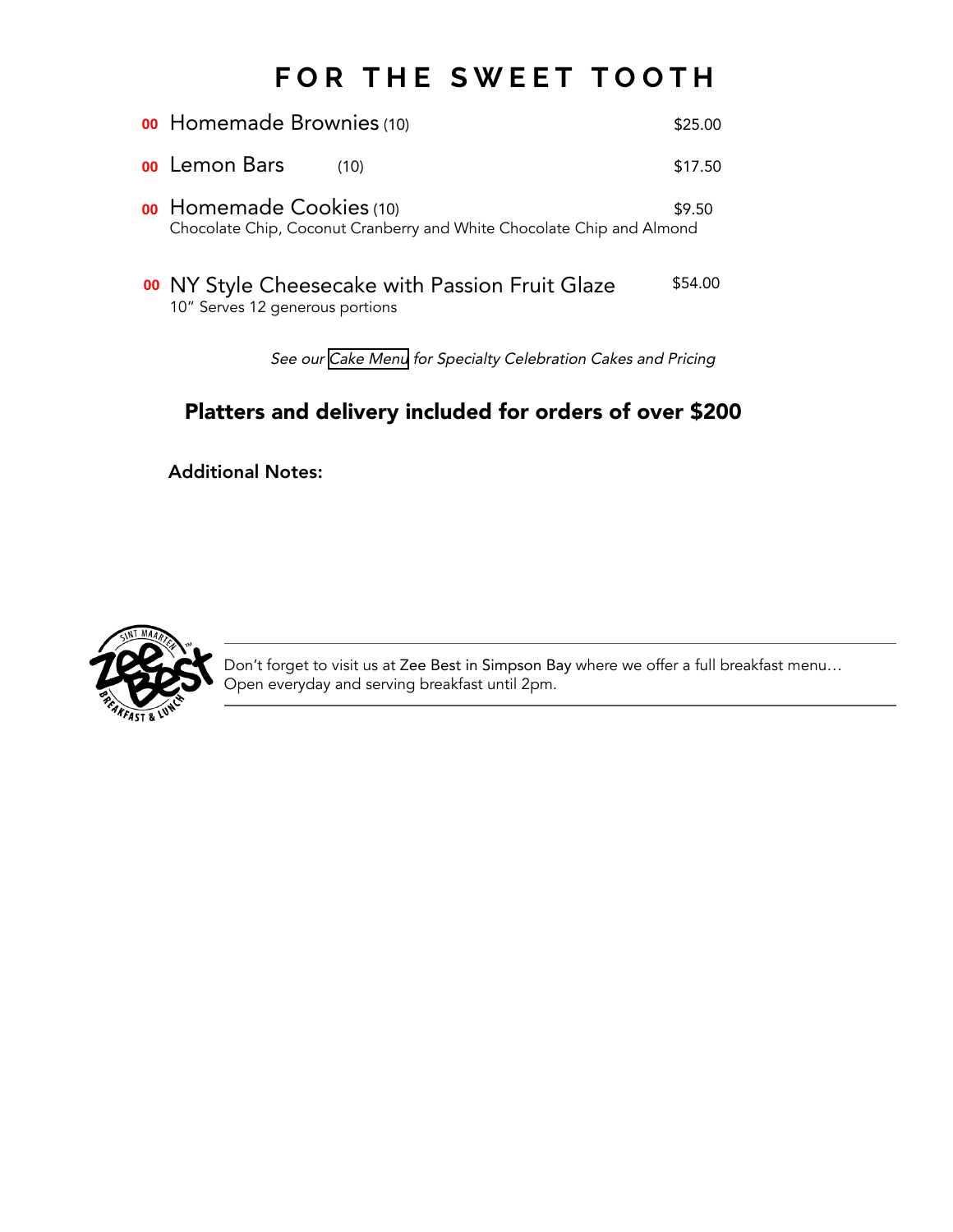# FOR THE SWEET TOOTH

| | | |
|---|---|---|
| 00 | Homemade Brownies (10) | $25.00 |
| 00 | Lemon Bars (10) | $17.50 |
| 00 | Homemade Cookies (10)<br>Chocolate Chip, Coconut Cranberry and White Chocolate Chip and Almond | $9.50 |
| 00 | NY Style Cheesecake with Passion Fruit Glaze<br>10" Serves 12 generous portions | $54.00 |

*See our Cake Menu for Specialty Celebration Cakes and Pricing*

## Platters and delivery included for orders of over $200

**Additional Notes:**

Don't forget to visit us at Zee Best in Simpson Bay where we offer a full breakfast menu… Open everyday and serving breakfast until 2pm.